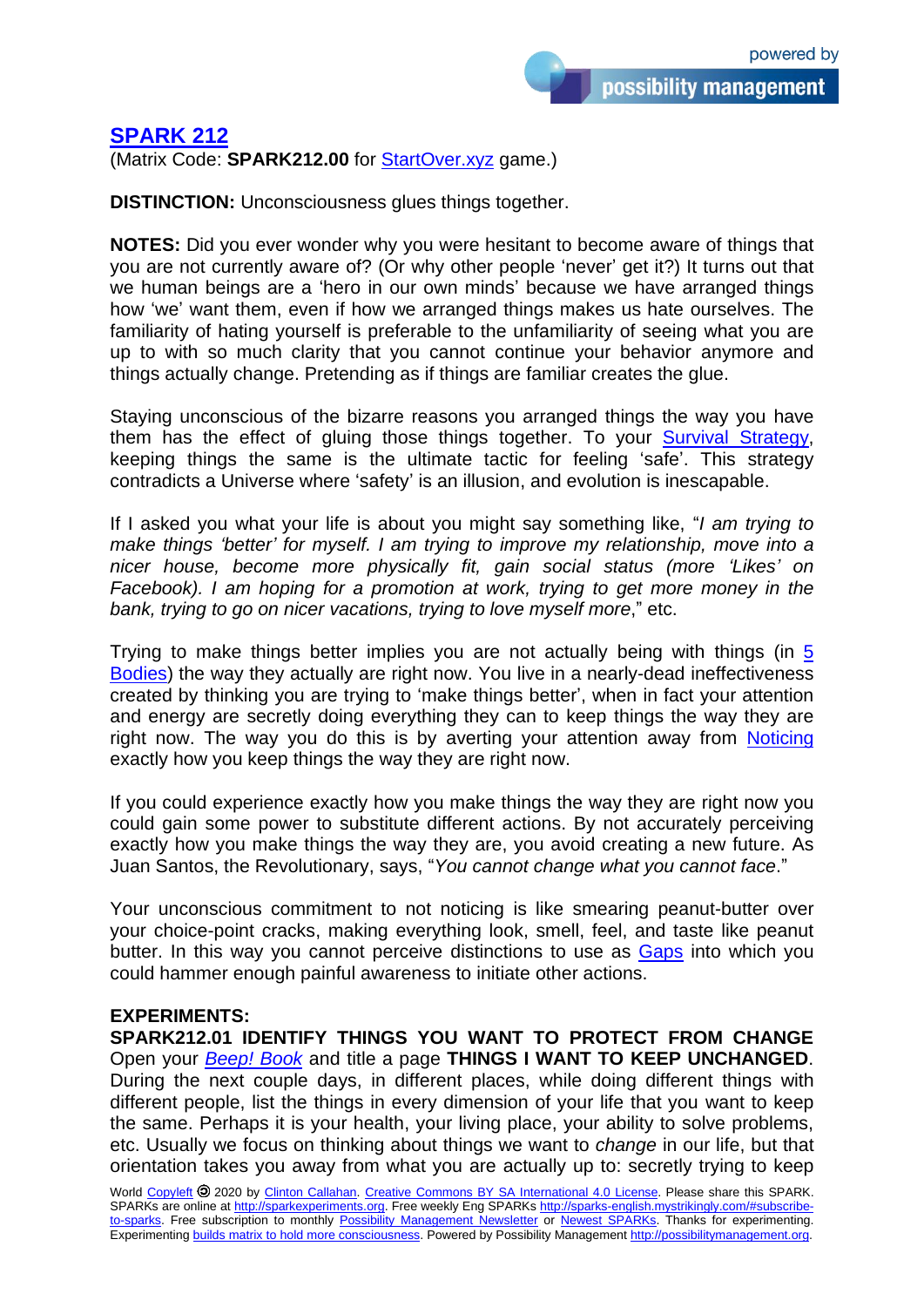## SPARK 212

(Matrix Code: **SPARK212.00** for StartOver.xyz game.)

**DISTINCTION:** Unconsciousness glues things together.

**NOTES:** Did you ever wonder why you were hesitant to become aware of things that you are not currently aware of? (Or why other people 'never' get it?) It turns out that we human beings are a 'hero in our own minds' because we have arranged things how 'we' want them, even if how we arranged things makes us hate ourselves. The familiarity of hating yourself is preferable to the unfamiliarity of seeing what you are up to with so much clarity that you cannot continue your behavior anymore and things actually change. Pretending as if things are familiar creates the glue.

Staying unconscious of the bizarre reasons you arranged things the way you have them has the effect of gluing those things together. To your Survival Strategy, keeping things the same is the ultimate tactic for feeling 'safe'. This strategy contradicts a Universe where 'safety' is an illusion, and evolution is inescapable.

If I asked you what your life is about you might say something like, "*I am trying to make things 'better' for myself. I am trying to improve my relationship, move into a nicer house, become more physically fit, gain social status (more 'Likes' on Facebook). I am hoping for a promotion at work, trying to get more money in the bank, trying to go on nicer vacations, trying to love myself more*," etc.

Trying to make things better implies you are not actually being with things (in 5 Bodies) the way they actually are right now. You live in a nearly-dead ineffectiveness created by thinking you are trying to 'make things better', when in fact your attention and energy are secretly doing everything they can to keep things the way they are right now. The way you do this is by averting your attention away from Noticing exactly how you keep things the way they are right now.

If you could experience exactly how you make things the way they are right now you could gain some power to substitute different actions. By not accurately perceiving exactly how you make things the way they are, you avoid creating a new future. As Juan Santos, the Revolutionary, says, "*You cannot change what you cannot face*."

Your unconscious commitment to not noticing is like smearing peanut-butter over your choice-point cracks, making everything look, smell, feel, and taste like peanut butter. In this way you cannot perceive distinctions to use as Gaps into which you could hammer enough painful awareness to initiate other actions.

**EXPERIMENTS:**

**SPARK212.01 IDENTIFY THINGS YOU WANT TO PROTECT FROM CHANGE**
Open your ***Beep! Book*** and title a page **THINGS I WANT TO KEEP UNCHANGED**. During the next couple days, in different places, while doing different things with different people, list the things in every dimension of your life that you want to keep the same. Perhaps it is your health, your living place, your ability to solve problems, etc. Usually we focus on thinking about things we want to *change* in our life, but that orientation takes you away from what you are actually up to: secretly trying to keep

World Copyleft 2020 by Clinton Callahan. Creative Commons BY SA International 4.0 License. Please share this SPARK. SPARKs are online at http://sparkexperiments.org. Free weekly Eng SPARKs http://sparks-english.mystrikingly.com/#subscribe-to-sparks. Free subscription to monthly Possibility Management Newsletter or Newest SPARKs. Thanks for experimenting. Experimenting builds matrix to hold more consciousness. Powered by Possibility Management http://possibilitymanagement.org.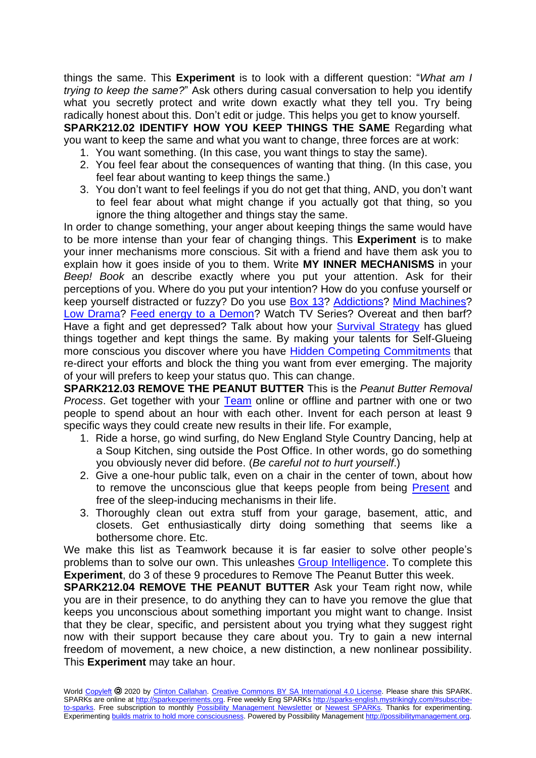things the same. This **Experiment** is to look with a different question: "*What am I trying to keep the same?*" Ask others during casual conversation to help you identify what you secretly protect and write down exactly what they tell you. Try being radically honest about this. Don't edit or judge. This helps you get to know yourself.

**SPARK212.02 IDENTIFY HOW YOU KEEP THINGS THE SAME** Regarding what you want to keep the same and what you want to change, three forces are at work:

1. You want something. (In this case, you want things to stay the same).
2. You feel fear about the consequences of wanting that thing. (In this case, you feel fear about wanting to keep things the same.)
3. You don't want to feel feelings if you do not get that thing, AND, you don't want to feel fear about what might change if you actually got that thing, so you ignore the thing altogether and things stay the same.

In order to change something, your anger about keeping things the same would have to be more intense than your fear of changing things. This **Experiment** is to make your inner mechanisms more conscious. Sit with a friend and have them ask you to explain how it goes inside of you to them. Write **MY INNER MECHANISMS** in your *Beep! Book* an describe exactly where you put your attention. Ask for their perceptions of you. Where do you put your intention? How do you confuse yourself or keep yourself distracted or fuzzy? Do you use Box 13? Addictions? Mind Machines? Low Drama? Feed energy to a Demon? Watch TV Series? Overeat and then barf? Have a fight and get depressed? Talk about how your Survival Strategy has glued things together and kept things the same. By making your talents for Self-Glueing more conscious you discover where you have Hidden Competing Commitments that re-direct your efforts and block the thing you want from ever emerging. The majority of your will prefers to keep your status quo. This can change.

**SPARK212.03 REMOVE THE PEANUT BUTTER** This is the *Peanut Butter Removal Process*. Get together with your Team online or offline and partner with one or two people to spend about an hour with each other. Invent for each person at least 9 specific ways they could create new results in their life. For example,

1. Ride a horse, go wind surfing, do New England Style Country Dancing, help at a Soup Kitchen, sing outside the Post Office. In other words, go do something you obviously never did before. (*Be careful not to hurt yourself*.)
2. Give a one-hour public talk, even on a chair in the center of town, about how to remove the unconscious glue that keeps people from being Present and free of the sleep-inducing mechanisms in their life.
3. Thoroughly clean out extra stuff from your garage, basement, attic, and closets. Get enthusiastically dirty doing something that seems like a bothersome chore. Etc.

We make this list as Teamwork because it is far easier to solve other people's problems than to solve our own. This unleashes Group Intelligence. To complete this **Experiment**, do 3 of these 9 procedures to Remove The Peanut Butter this week.

**SPARK212.04 REMOVE THE PEANUT BUTTER** Ask your Team right now, while you are in their presence, to do anything they can to have you remove the glue that keeps you unconscious about something important you might want to change. Insist that they be clear, specific, and persistent about you trying what they suggest right now with their support because they care about you. Try to gain a new internal freedom of movement, a new choice, a new distinction, a new nonlinear possibility. This **Experiment** may take an hour.

World Copyleft 🄯 2020 by Clinton Callahan. Creative Commons BY SA International 4.0 License. Please share this SPARK. SPARKs are online at http://sparkexperiments.org. Free weekly Eng SPARKs http://sparks-english.mystrikingly.com/#subscribe-to-sparks. Free subscription to monthly Possibility Management Newsletter or Newest SPARKs. Thanks for experimenting. Experimenting builds matrix to hold more consciousness. Powered by Possibility Management http://possibilitymanagement.org.